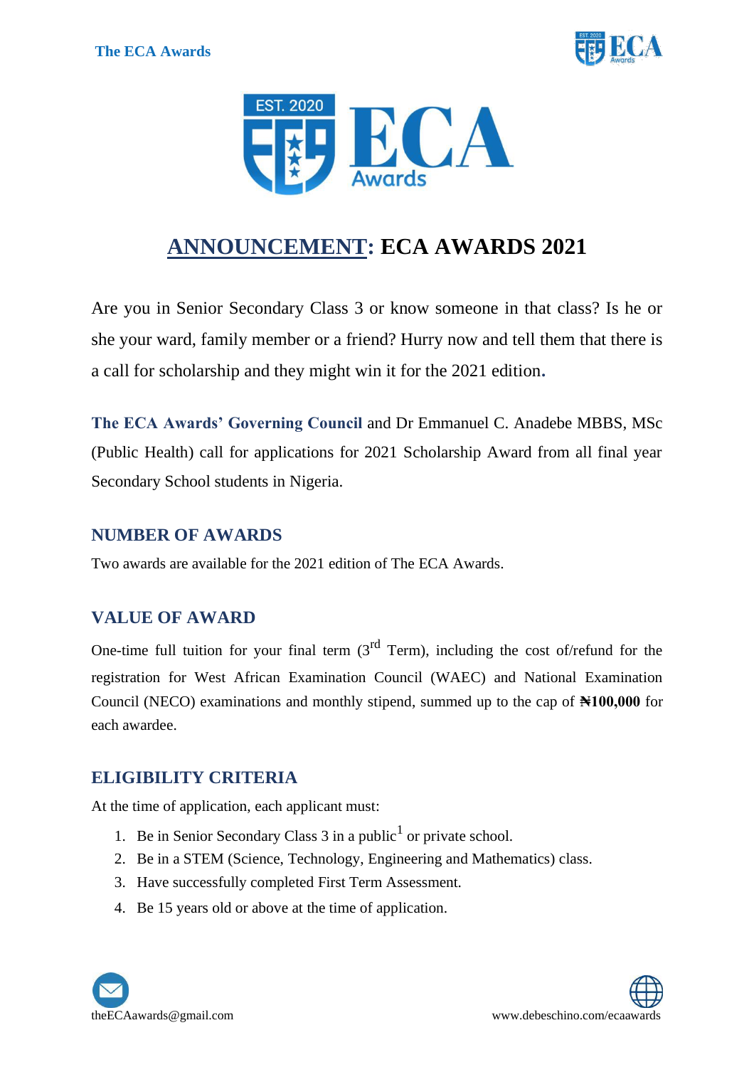# ANNOUNCEMENT: ECA AWARDS 2021

Are you in Senior Secondary Class 3 or know someone in that class? Is he or she your ward, family member or a friend? Hurry now and tell them that there is a call for scholarship and they might win it for the 2021 edition.

**The ECA Awards' Governing Council** and Dr Emmanuel C. Anadebe MBBS, MSc (Public Health) call for applications for 2021 Scholarship Award from all final year Secondary School students in Nigeria.

## NUMBER OF AWARDS

Two awards are available for the 2021 edition of The ECA Awards.

## VALUE OF AWARD

One-time full tuition for your final term (3rd Term), including the cost of/refund for the registration for West African Examination Council (WAEC) and National Examination Council (NECO) examinations and monthly stipend, summed up to the cap of **₦100,000** for each awardee.

## ELIGIBILITY CRITERIA

At the time of application, each applicant must:

1. Be in Senior Secondary Class 3 in a public[1] or private school.
2. Be in a STEM (Science, Technology, Engineering and Mathematics) class.
3. Have successfully completed First Term Assessment.
4. Be 15 years old or above at the time of application.

theECAawards@gmail.com

www.debeschino.com/ecaawards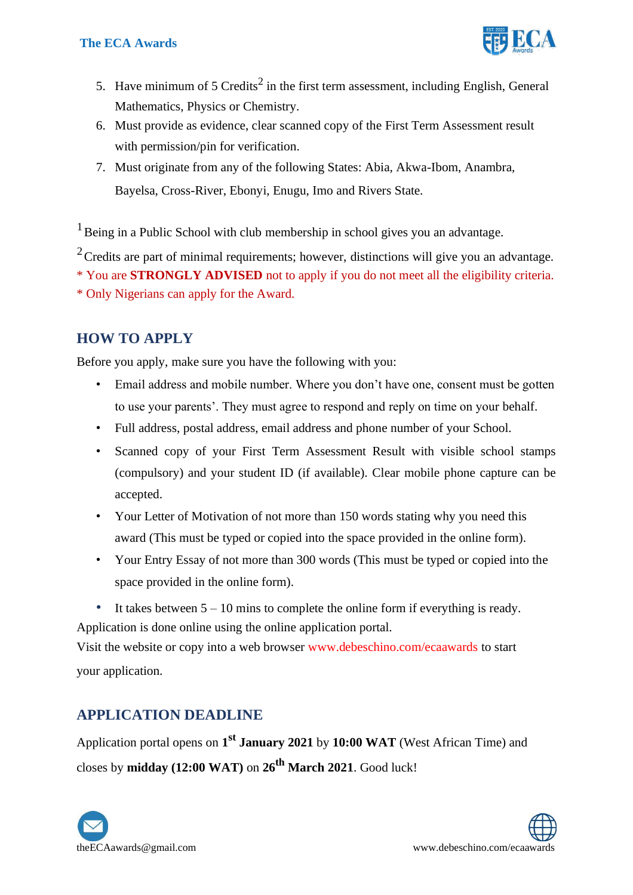5. Have minimum of 5 Credits[2] in the first term assessment, including English, General Mathematics, Physics or Chemistry.
6. Must provide as evidence, clear scanned copy of the First Term Assessment result with permission/pin for verification.
7. Must originate from any of the following States: Abia, Akwa-Ibom, Anambra, Bayelsa, Cross-River, Ebonyi, Enugu, Imo and Rivers State.

[1] Being in a Public School with club membership in school gives you an advantage.

[2] Credits are part of minimal requirements; however, distinctions will give you an advantage.

* You are **STRONGLY ADVISED** not to apply if you do not meet all the eligibility criteria.

* Only Nigerians can apply for the Award.

## HOW TO APPLY

Before you apply, make sure you have the following with you:

- Email address and mobile number. Where you don't have one, consent must be gotten to use your parents'. They must agree to respond and reply on time on your behalf.
- Full address, postal address, email address and phone number of your School.
- Scanned copy of your First Term Assessment Result with visible school stamps (compulsory) and your student ID (if available). Clear mobile phone capture can be accepted.
- Your Letter of Motivation of not more than 150 words stating why you need this award (This must be typed or copied into the space provided in the online form).
- Your Entry Essay of not more than 300 words (This must be typed or copied into the space provided in the online form).
- It takes between 5 – 10 mins to complete the online form if everything is ready.

Application is done online using the online application portal.

Visit the website or copy into a web browser www.debeschino.com/ecaawards to start your application.

## APPLICATION DEADLINE

Application portal opens on **1st January 2021** by **10:00 WAT** (West African Time) and closes by **midday (12:00 WAT)** on **26th March 2021**. Good luck!

theECAawards@gmail.com

www.debeschino.com/ecaawards